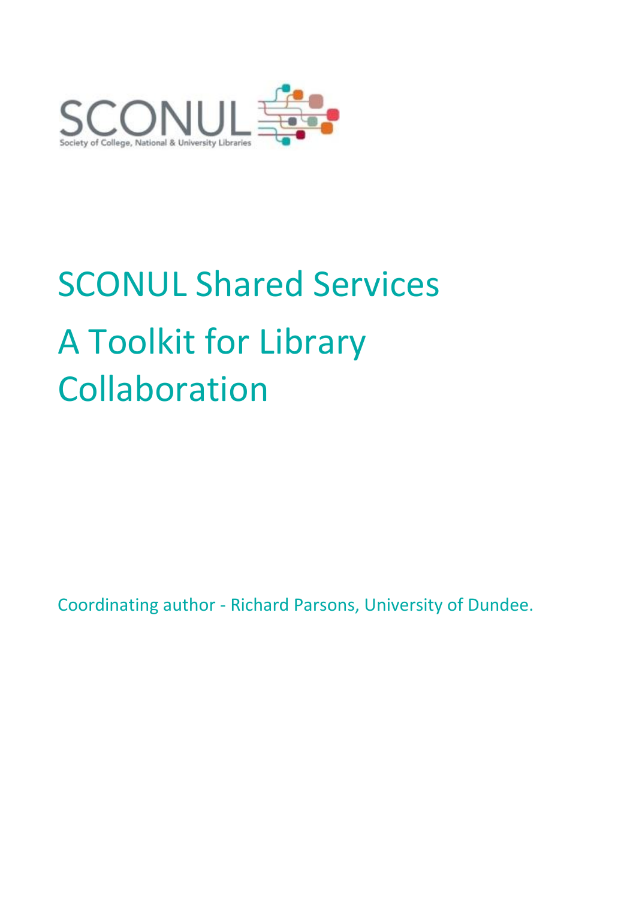SCONUL

Society of College, National & University Libraries

# SCONUL Shared Services

# A Toolkit for Library Collaboration

Coordinating author - Richard Parsons, University of Dundee.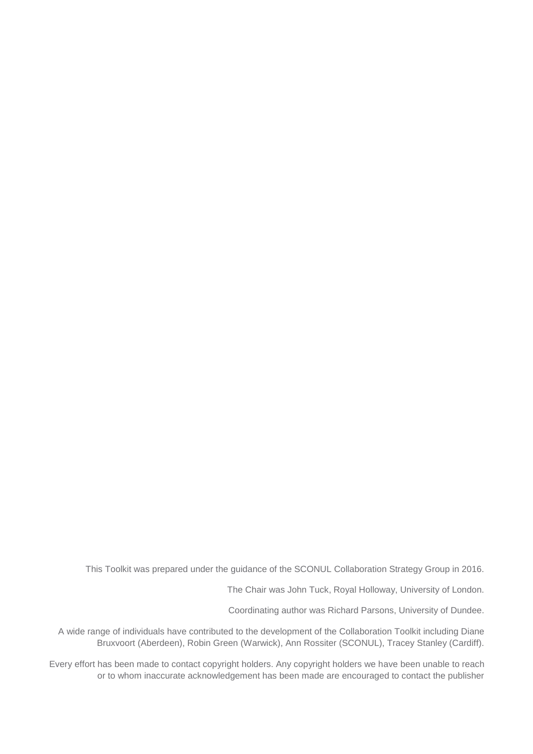This Toolkit was prepared under the guidance of the SCONUL Collaboration Strategy Group in 2016.

The Chair was John Tuck, Royal Holloway, University of London.

Coordinating author was Richard Parsons, University of Dundee.

A wide range of individuals have contributed to the development of the Collaboration Toolkit including Diane Bruxvoort (Aberdeen), Robin Green (Warwick), Ann Rossiter (SCONUL), Tracey Stanley (Cardiff).

Every effort has been made to contact copyright holders. Any copyright holders we have been unable to reach or to whom inaccurate acknowledgement has been made are encouraged to contact the publisher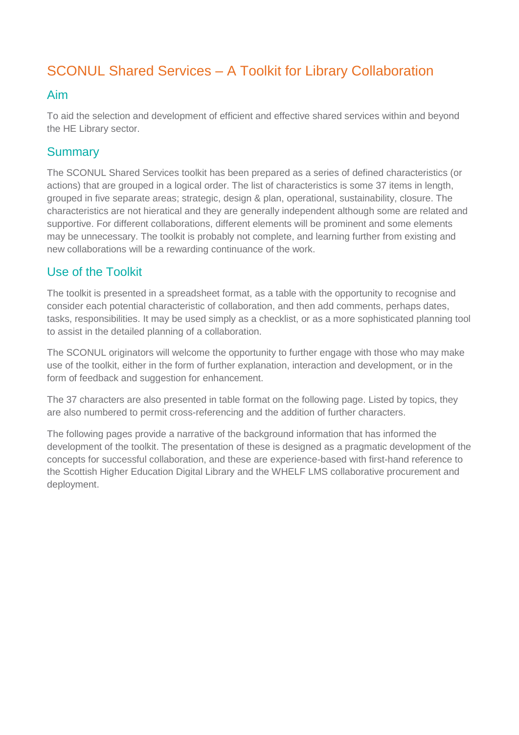# SCONUL Shared Services – A Toolkit for Library Collaboration

## Aim

To aid the selection and development of efficient and effective shared services within and beyond the HE Library sector.

## Summary

The SCONUL Shared Services toolkit has been prepared as a series of defined characteristics (or actions) that are grouped in a logical order. The list of characteristics is some 37 items in length, grouped in five separate areas; strategic, design & plan, operational, sustainability, closure. The characteristics are not hieratical and they are generally independent although some are related and supportive. For different collaborations, different elements will be prominent and some elements may be unnecessary. The toolkit is probably not complete, and learning further from existing and new collaborations will be a rewarding continuance of the work.

## Use of the Toolkit

The toolkit is presented in a spreadsheet format, as a table with the opportunity to recognise and consider each potential characteristic of collaboration, and then add comments, perhaps dates, tasks, responsibilities. It may be used simply as a checklist, or as a more sophisticated planning tool to assist in the detailed planning of a collaboration.

The SCONUL originators will welcome the opportunity to further engage with those who may make use of the toolkit, either in the form of further explanation, interaction and development, or in the form of feedback and suggestion for enhancement.

The 37 characters are also presented in table format on the following page. Listed by topics, they are also numbered to permit cross-referencing and the addition of further characters.

The following pages provide a narrative of the background information that has informed the development of the toolkit. The presentation of these is designed as a pragmatic development of the concepts for successful collaboration, and these are experience-based with first-hand reference to the Scottish Higher Education Digital Library and the WHELF LMS collaborative procurement and deployment.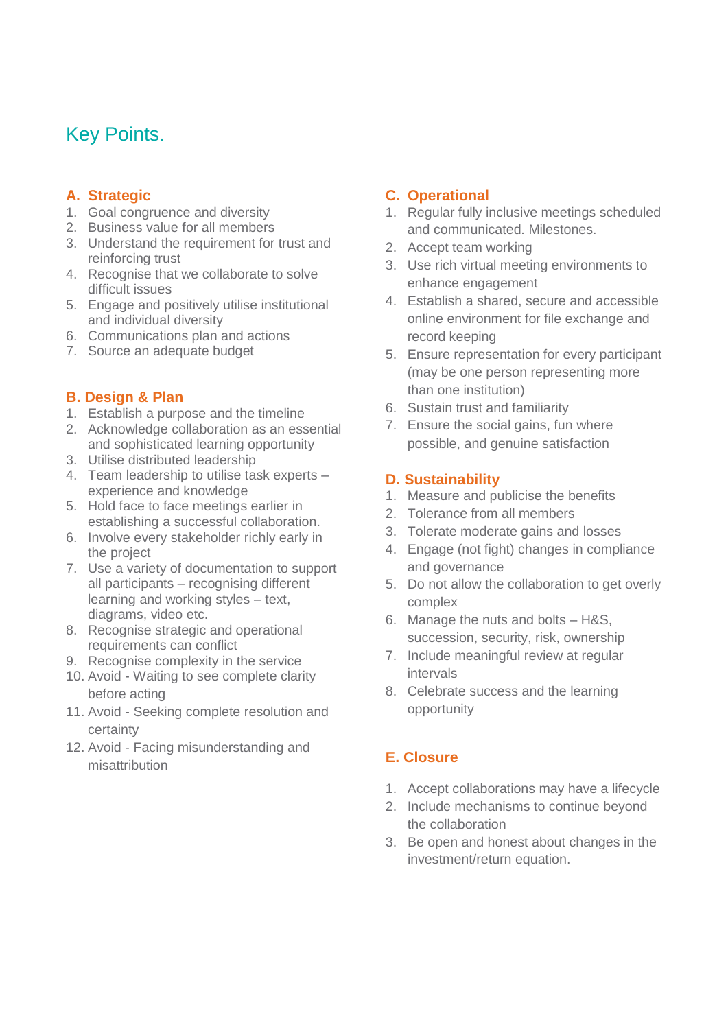# Key Points.

## A. Strategic

1. Goal congruence and diversity
2. Business value for all members
3. Understand the requirement for trust and reinforcing trust
4. Recognise that we collaborate to solve difficult issues
5. Engage and positively utilise institutional and individual diversity
6. Communications plan and actions
7. Source an adequate budget

## B. Design & Plan

1. Establish a purpose and the timeline
2. Acknowledge collaboration as an essential and sophisticated learning opportunity
3. Utilise distributed leadership
4. Team leadership to utilise task experts – experience and knowledge
5. Hold face to face meetings earlier in establishing a successful collaboration.
6. Involve every stakeholder richly early in the project
7. Use a variety of documentation to support all participants – recognising different learning and working styles – text, diagrams, video etc.
8. Recognise strategic and operational requirements can conflict
9. Recognise complexity in the service
10. Avoid - Waiting to see complete clarity before acting
11. Avoid - Seeking complete resolution and certainty
12. Avoid - Facing misunderstanding and misattribution

## C. Operational

1. Regular fully inclusive meetings scheduled and communicated. Milestones.
2. Accept team working
3. Use rich virtual meeting environments to enhance engagement
4. Establish a shared, secure and accessible online environment for file exchange and record keeping
5. Ensure representation for every participant (may be one person representing more than one institution)
6. Sustain trust and familiarity
7. Ensure the social gains, fun where possible, and genuine satisfaction

## D. Sustainability

1. Measure and publicise the benefits
2. Tolerance from all members
3. Tolerate moderate gains and losses
4. Engage (not fight) changes in compliance and governance
5. Do not allow the collaboration to get overly complex
6. Manage the nuts and bolts – H&S, succession, security, risk, ownership
7. Include meaningful review at regular intervals
8. Celebrate success and the learning opportunity

## E. Closure

1. Accept collaborations may have a lifecycle
2. Include mechanisms to continue beyond the collaboration
3. Be open and honest about changes in the investment/return equation.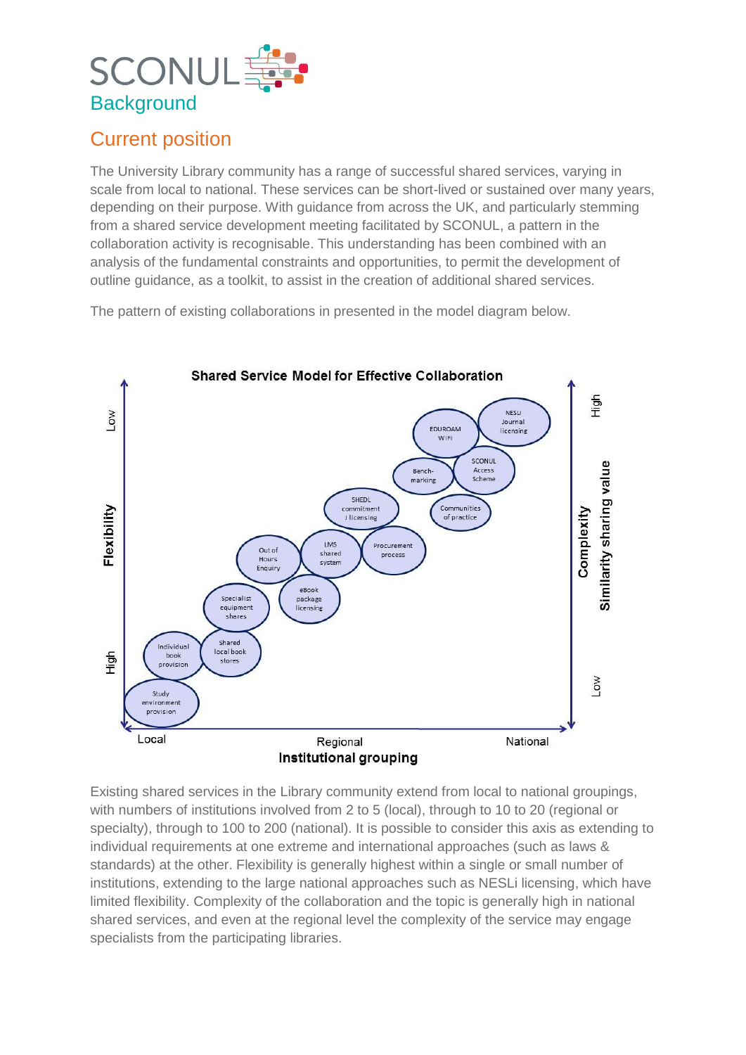# Background

## Current position

The University Library community has a range of successful shared services, varying in scale from local to national. These services can be short-lived or sustained over many years, depending on their purpose. With guidance from across the UK, and particularly stemming from a shared service development meeting facilitated by SCONUL, a pattern in the collaboration activity is recognisable. This understanding has been combined with an analysis of the fundamental constraints and opportunities, to permit the development of outline guidance, as a toolkit, to assist in the creation of additional shared services.

The pattern of existing collaborations in presented in the model diagram below.

**Shared Service Model for Effective Collaboration**

Flexibility (High – Low) | Complexity / Similarity sharing value (Low – High) | Institutional grouping (Local – Regional – National)

Study environment provision; Individual book provision; Shared local book stores; Specialist equipment shares; eBook package licensing; Out of Hours Enquiry; LMS shared system; Procurement process; SHEDL commitment / licensing; Communities of practice; Bench-marking; SCONUL Access Scheme; EDUROAM WIFI; NESLi Journal licensing

Existing shared services in the Library community extend from local to national groupings, with numbers of institutions involved from 2 to 5 (local), through to 10 to 20 (regional or specialty), through to 100 to 200 (national). It is possible to consider this axis as extending to individual requirements at one extreme and international approaches (such as laws & standards) at the other. Flexibility is generally highest within a single or small number of institutions, extending to the large national approaches such as NESLi licensing, which have limited flexibility. Complexity of the collaboration and the topic is generally high in national shared services, and even at the regional level the complexity of the service may engage specialists from the participating libraries.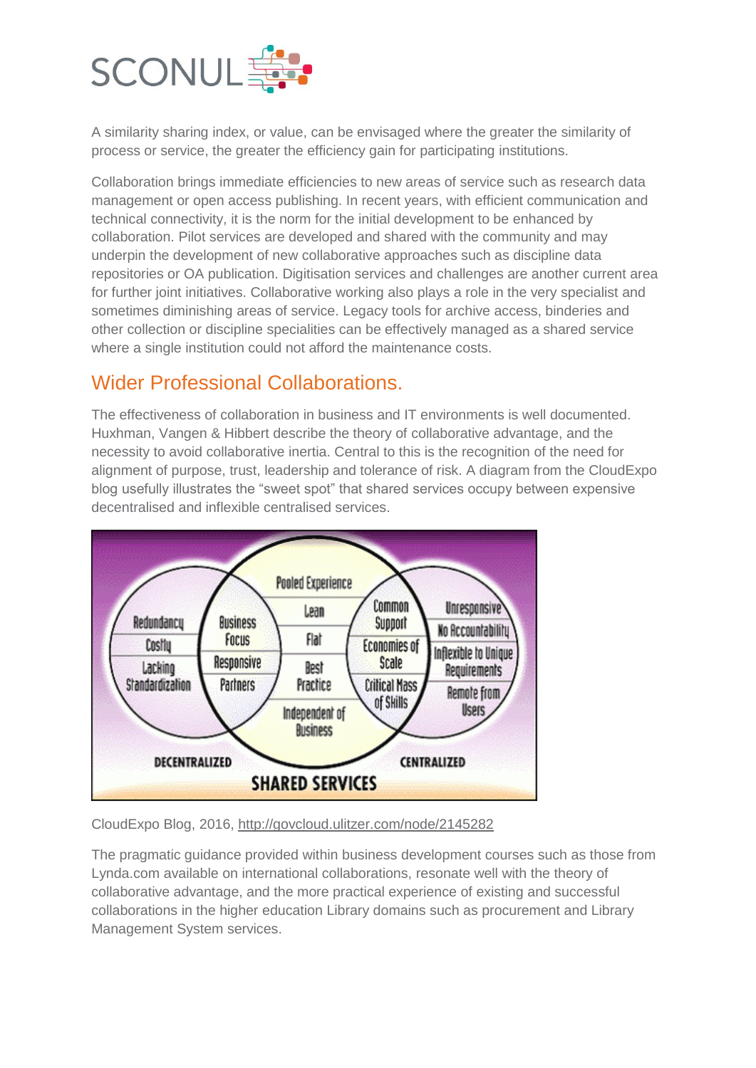A similarity sharing index, or value, can be envisaged where the greater the similarity of process or service, the greater the efficiency gain for participating institutions.

Collaboration brings immediate efficiencies to new areas of service such as research data management or open access publishing. In recent years, with efficient communication and technical connectivity, it is the norm for the initial development to be enhanced by collaboration. Pilot services are developed and shared with the community and may underpin the development of new collaborative approaches such as discipline data repositories or OA publication. Digitisation services and challenges are another current area for further joint initiatives. Collaborative working also plays a role in the very specialist and sometimes diminishing areas of service. Legacy tools for archive access, binderies and other collection or discipline specialities can be effectively managed as a shared service where a single institution could not afford the maintenance costs.

## Wider Professional Collaborations.

The effectiveness of collaboration in business and IT environments is well documented. Huxhman, Vangen & Hibbert describe the theory of collaborative advantage, and the necessity to avoid collaborative inertia. Central to this is the recognition of the need for alignment of purpose, trust, leadership and tolerance of risk. A diagram from the CloudExpo blog usefully illustrates the "sweet spot" that shared services occupy between expensive decentralised and inflexible centralised services.

CloudExpo Blog, 2016, http://govcloud.ulitzer.com/node/2145282

The pragmatic guidance provided within business development courses such as those from Lynda.com available on international collaborations, resonate well with the theory of collaborative advantage, and the more practical experience of existing and successful collaborations in the higher education Library domains such as procurement and Library Management System services.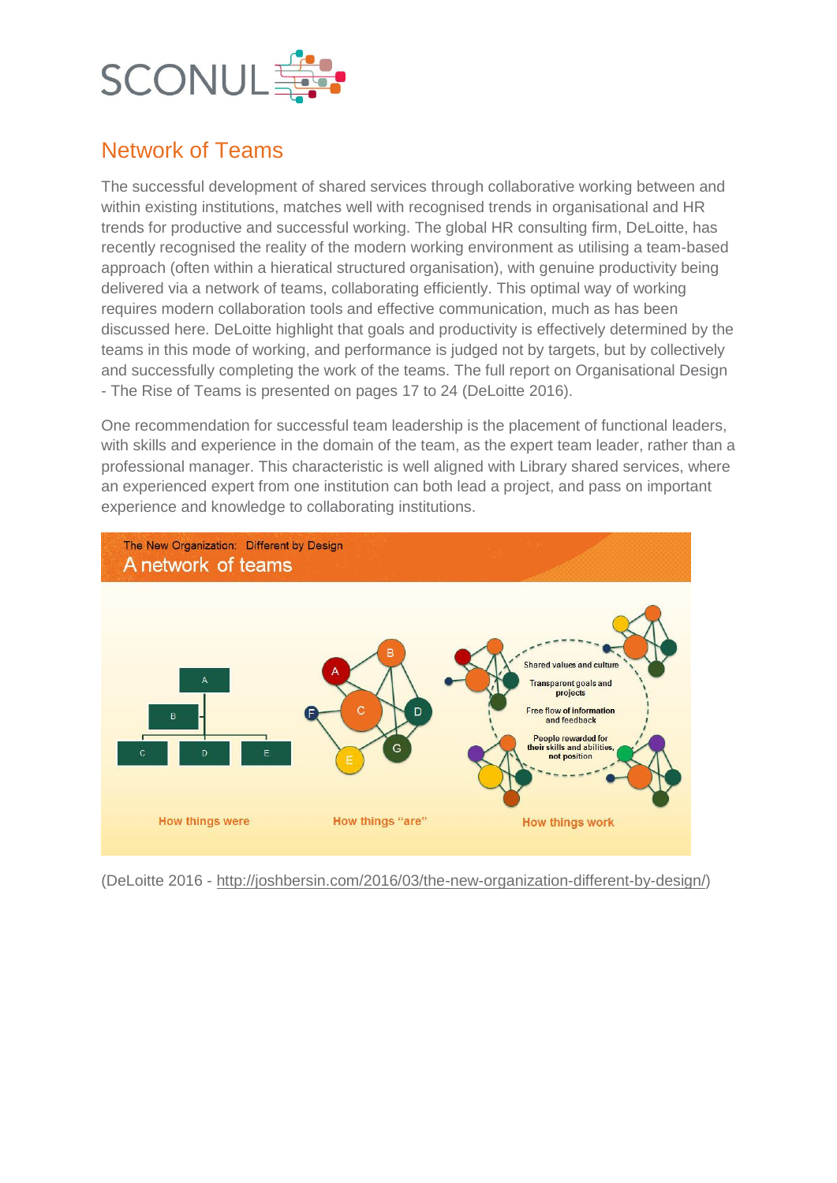## Network of Teams

The successful development of shared services through collaborative working between and within existing institutions, matches well with recognised trends in organisational and HR trends for productive and successful working. The global HR consulting firm, DeLoitte, has recently recognised the reality of the modern working environment as utilising a team-based approach (often within a hieratical structured organisation), with genuine productivity being delivered via a network of teams, collaborating efficiently. This optimal way of working requires modern collaboration tools and effective communication, much as has been discussed here. DeLoitte highlight that goals and productivity is effectively determined by the teams in this mode of working, and performance is judged not by targets, but by collectively and successfully completing the work of the teams. The full report on Organisational Design - The Rise of Teams is presented on pages 17 to 24 (DeLoitte 2016).

One recommendation for successful team leadership is the placement of functional leaders, with skills and experience in the domain of the team, as the expert team leader, rather than a professional manager. This characteristic is well aligned with Library shared services, where an experienced expert from one institution can both lead a project, and pass on important experience and knowledge to collaborating institutions.

(DeLoitte 2016 - http://joshbersin.com/2016/03/the-new-organization-different-by-design/)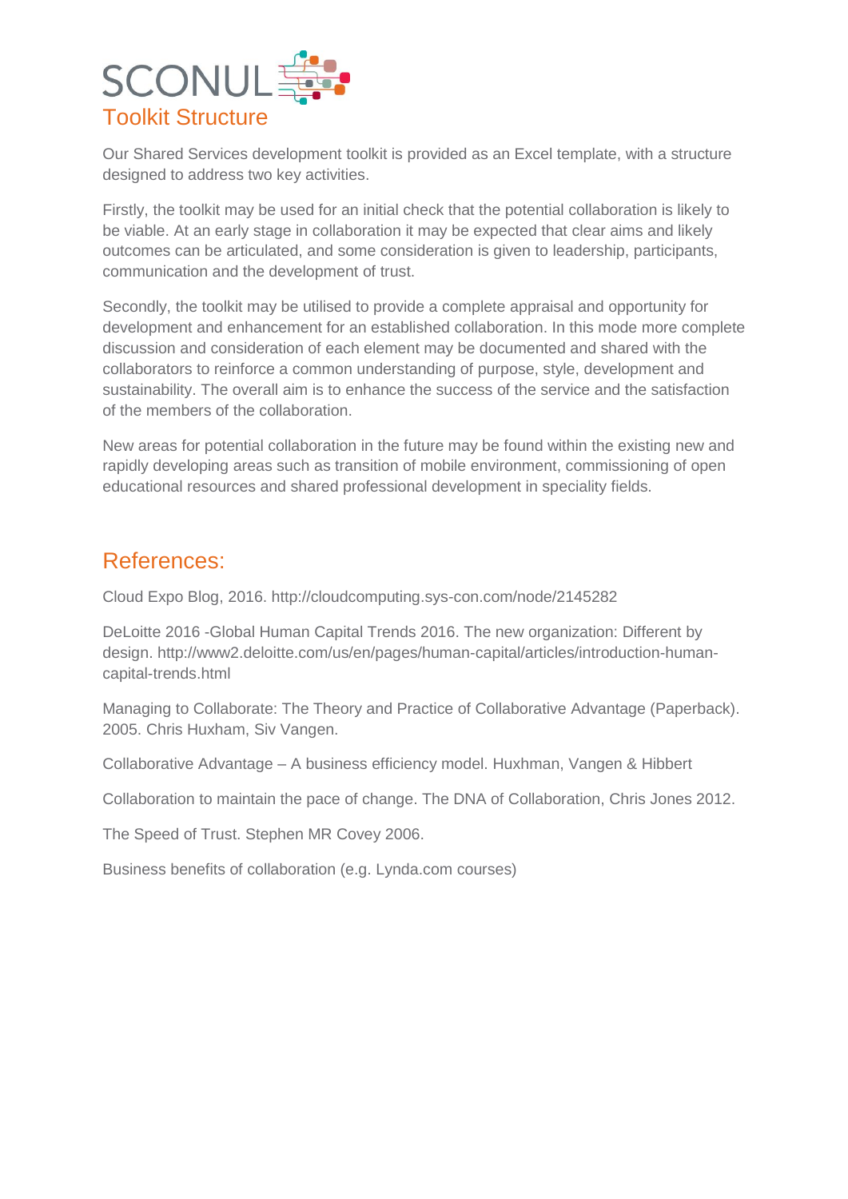SCONUL

## Toolkit Structure

Our Shared Services development toolkit is provided as an Excel template, with a structure designed to address two key activities.

Firstly, the toolkit may be used for an initial check that the potential collaboration is likely to be viable. At an early stage in collaboration it may be expected that clear aims and likely outcomes can be articulated, and some consideration is given to leadership, participants, communication and the development of trust.

Secondly, the toolkit may be utilised to provide a complete appraisal and opportunity for development and enhancement for an established collaboration. In this mode more complete discussion and consideration of each element may be documented and shared with the collaborators to reinforce a common understanding of purpose, style, development and sustainability. The overall aim is to enhance the success of the service and the satisfaction of the members of the collaboration.

New areas for potential collaboration in the future may be found within the existing new and rapidly developing areas such as transition of mobile environment, commissioning of open educational resources and shared professional development in speciality fields.

## References:

Cloud Expo Blog, 2016. http://cloudcomputing.sys-con.com/node/2145282

DeLoitte 2016 -Global Human Capital Trends 2016. The new organization: Different by design. http://www2.deloitte.com/us/en/pages/human-capital/articles/introduction-human-capital-trends.html

Managing to Collaborate: The Theory and Practice of Collaborative Advantage (Paperback). 2005. Chris Huxham, Siv Vangen.

Collaborative Advantage – A business efficiency model. Huxhman, Vangen & Hibbert

Collaboration to maintain the pace of change. The DNA of Collaboration, Chris Jones 2012.

The Speed of Trust. Stephen MR Covey 2006.

Business benefits of collaboration (e.g. Lynda.com courses)